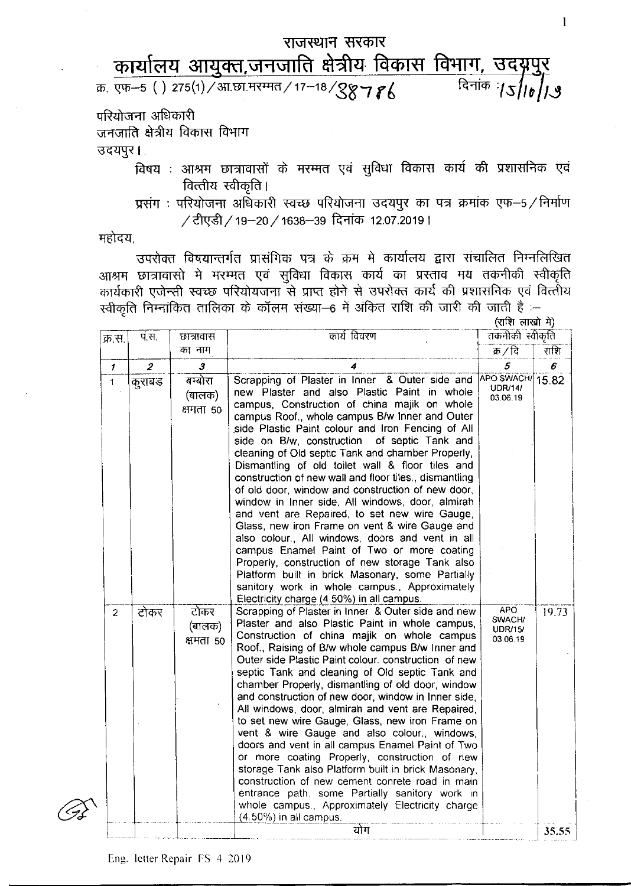# राजस्थान सरकार

## कार्यालय आयुक्त,जनजाति क्षेत्रीय विकास विभाग, उदयपुर

क्र. एफ–5 ( ) 275(1)/आ.छा.मरम्मत/17–18/38786 दिनांक :15/10/19

परियोजना अधिकारी
जनजाति क्षेत्रीय विकास विभाग
उदयपुर।

विषय : आश्रम छात्रावासों के मरम्मत एवं सुविधा विकास कार्य की प्रशासनिक एवं वित्तीय स्वीकृति।

प्रसंग : परियोजना अधिकारी स्वच्छ परियोजना उदयपुर का पत्र क्रमांक एफ–5/निर्माण/टीएडी/19–20/1638–39 दिनांक 12.07.2019।

महोदय,

उपरोक्त विषयान्तर्गत प्रासंगिक पत्र के क्रम मे कार्यालय द्वारा संचालित निम्नलिखित आश्रम छात्रावासो मे मरम्मत एवं सुविधा विकास कार्य का प्रस्ताव मय तकनीकी स्वीकृति कार्यकारी एजेन्सी स्वच्छ परियोयजना से प्राप्त होने से उपरोक्त कार्य की प्रशासनिक एवं वित्तीय स्वीकृति निम्नांकित तालिका के कॉलम संख्या–6 में अंकित राशि की जारी की जाती है :–

(राशि लाखो मे)

| क्र.स. | पं.स. | छात्रावास का नाम | कार्य विवरण | तकनीकी स्वीकृति | |
|---|---|---|---|---|---|
| | | | | क्र/दि | राशि |
| 1 | 2 | 3 | 4 | 5 | 6 |
| 1 | कुराबड | बम्बोरा (बालक) क्षमता 50 | Scrapping of Plaster in Inner & Outer side and new Plaster and also Plastic Paint in whole campus, Construction of china majik on whole campus Roof., whole campus B/w Inner and Outer side Plastic Paint colour and Iron Fencing of All side on B/w, construction of septic Tank and cleaning of Old septic Tank and chamber Properly, Dismantling of old toilet wall & floor tiles and construction of new wall and floor tiles., dismantling of old door, window and construction of new door, window in Inner side, All windows, door, almirah and vent are Repaired, to set new wire Gauge, Glass, new iron Frame on vent & wire Gauge and also colour., All windows, doors and vent in all campus Enamel Paint of Two or more coating Properly, construction of new storage Tank also Platform built in brick Masonary, some Partially sanitory work in whole campus., Approximately Electricity charge (4.50%) in all campus. | APO SWACH/ UDR/14/ 03.06.19 | 15.82 |
| 2 | टोकर | टोकर (बालक) क्षमता 50 | Scrapping of Plaster in Inner & Outer side and new Plaster and also Plastic Paint in whole campus, Construction of china majik on whole campus Roof., Raising of B/w whole campus B/w Inner and Outer side Plastic Paint colour. construction of new septic Tank and cleaning of Old septic Tank and chamber Properly, dismantling of old door, window and construction of new door, window in Inner side, All windows, door, almirah and vent are Repaired, to set new wire Gauge, Glass, new iron Frame on vent & wire Gauge and also colour., windows, doors and vent in all campus Enamel Paint of Two or more coating Properly, construction of new storage Tank also Platform built in brick Masonary, construction of new cement conrete road in main entrance path. some Partially sanitory work in whole campus., Approximately Electricity charge (4.50%) in all campus. | APO SWACH/ UDR/15/ 03.06.19 | 19.73 |
| | | | योग | | 35.55 |

Eng. letter Repair FS 4 2019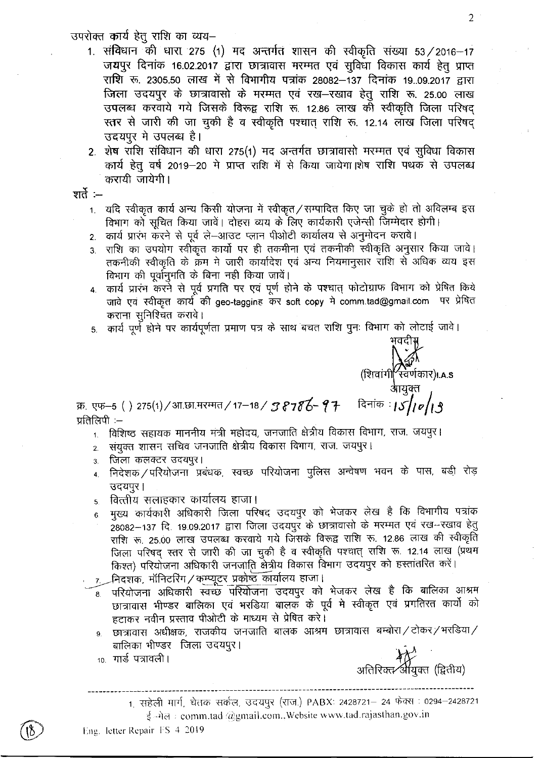उपरोक्त कार्य हेतु राशि का व्यय–

1. संविधान की धारा 275 (1) मद अन्तर्गत शासन की स्वीकृति संख्या 53/2016–17 जयपुर दिनांक 16.02.2017 द्वारा छात्रावास मरम्मत एवं सुविधा विकास कार्य हेतु प्राप्त राशि रू. 2305.50 लाख में से विभागीय पत्रांक 28082–137 दिनांक 19..09.2017 द्वारा जिला उदयपुर के छात्रावासो के मरम्मत एवं रख–रखाव हेतु राशि रू. 25.00 लाख उपलब्ध करवाये गये जिसके विरूद्व राशि रू. 12.86 लाख की स्वीकृति जिला परिषद् स्तर से जारी की जा चुकी है व स्वीकृति पश्चात् राशि रू. 12.14 लाख जिला परिषद् उदयपुर मे उपलब्ध है।
2. शेष राशि संविधान की धारा 275(1) मद अन्तर्गत छात्रावासो मरम्मत एवं सुविधा विकास कार्य हेतु वर्ष 2019–20 मे प्राप्त राशि में से किया जायेगा।शेष राशि पथक से उपलब्ध करायी जायेगी।

शर्ते :–

1. यदि स्वीकृत कार्य अन्य किसी योजना में स्वीकृत/सम्पादित किए जा चुके हो तो अविलम्ब इस विभाग को सूचित किया जावें। दोहरा व्यय के लिए कार्यकारी एजेन्सी जिम्मेदार होगी।
2. कार्य प्रारंभ करने से पूर्व ले–आउट प्लान पीओटी कार्यालय से अनुमोदन करावे।
3. राशि का उपयोग स्वीकृत कार्यो पर ही तकमीना एवं तकनीकी स्वीकृति अनुसार किया जावे। तकनीकी स्वीकृति के क्रम मे जारी कार्यादेश एवं अन्य नियमानुसार राशि से अधिक व्यय इस विभाग की पूर्वानुमति के बिना नही किया जावें।
4. कार्य प्रारंभ करने से पूर्व प्रगति पर एवं पूर्ण होने के पश्चात् फोटोग्राफ विभाग को प्रेषित किये जावे एवं स्वीकृत कार्य की geo-tagging कर soft copy मे comm.tad@gmail.com पर प्रेषित कराना सुनिश्चित करावे।
5. कार्य पूर्ण होने पर कार्यपूर्णता प्रमाण पत्र के साथ बचत राशि पुनः विभाग को लोटाई जावे।

भवदीय

(शिवांगी स्वर्णकार)I.A.S
आयुक्त

क्र. एफ–5 ( ) 275(1)/आ.छा.मरम्मत/17–18/ 38786-97 दिनांक : 15/10/19

प्रतिलिपी :–

1. विशिष्ठ सहायक माननीय मंत्री महोदय, जनजाति क्षेत्रीय विकास विभाग, राज. जयपुर।
2. संयुक्त शासन सचिव जनजाति क्षेत्रीय विकास विभाग, राज. जयपुर।
3. जिला कलक्टर उदयपुर।
4. निदेशक/परियोजना प्रबंधक, स्वच्छ परियोजना पुलिस अन्वेषण भवन के पास, बड़ी रोड़ उदयपुर।
5. वित्तीय सलाहकार कार्यालय हाजा।
6. मुख्य कार्यकारी अधिकारी जिला परिषद उदयपुर को भेजकर लेख है कि विभागीय पत्रांक 28082–137 दि. 19.09.2017 द्वारा जिला उदयपुर के छात्रावासो के मरम्मत एवं रख–रखाव हेतु राशि रू. 25.00 लाख उपलब्ध करवाये गये जिसके विरूद्व राशि रू. 12.86 लाख की स्वीकृति जिला परिषद् स्तर से जारी की जा चुकी है व स्वीकृति पश्चात् राशि रू. 12.14 लाख (प्रथम किश्त) परियोजना अधिकारी जनजाति क्षेत्रीय विकास विभाग उदयपुर को हस्तांतरित करें।
7. निदशक, मॉनिटरिंग/कम्प्यूटर प्रकोष्ठ कार्यालय हाजा।
8. परियोजना अधिकारी स्वच्छ परियोजना उदयपुर को भेजकर लेख है कि बालिका आश्रम छात्रावास भीण्डर बालिका एवं भरडिया बालक के पूर्व मे स्वीकृत एवं प्रगतिरत कार्यो को हटाकर नवीन प्रस्ताव पीओटी के माध्यम से प्रेषित करे।
9. छात्रावास अधीक्षक, राजकीय जनजाति बालक आश्रम छात्रावास बम्बोरा/टोकर/भरडिया/बालिका भीण्डर जिला उदयपुर।
10. गार्ड पत्रावली।

अतिरिक्त आयुक्त (द्वितीय)

1, सहेली मार्ग, चेतक सर्कल, उदयपुर (राज.) PABX: 2428721– 24 फेक्स : 0294–2428721
ई-मेल : comm.tad@gmail.com..Website www.tad.rajasthan.gov.in

Eng. letter Repair FS 4 2019